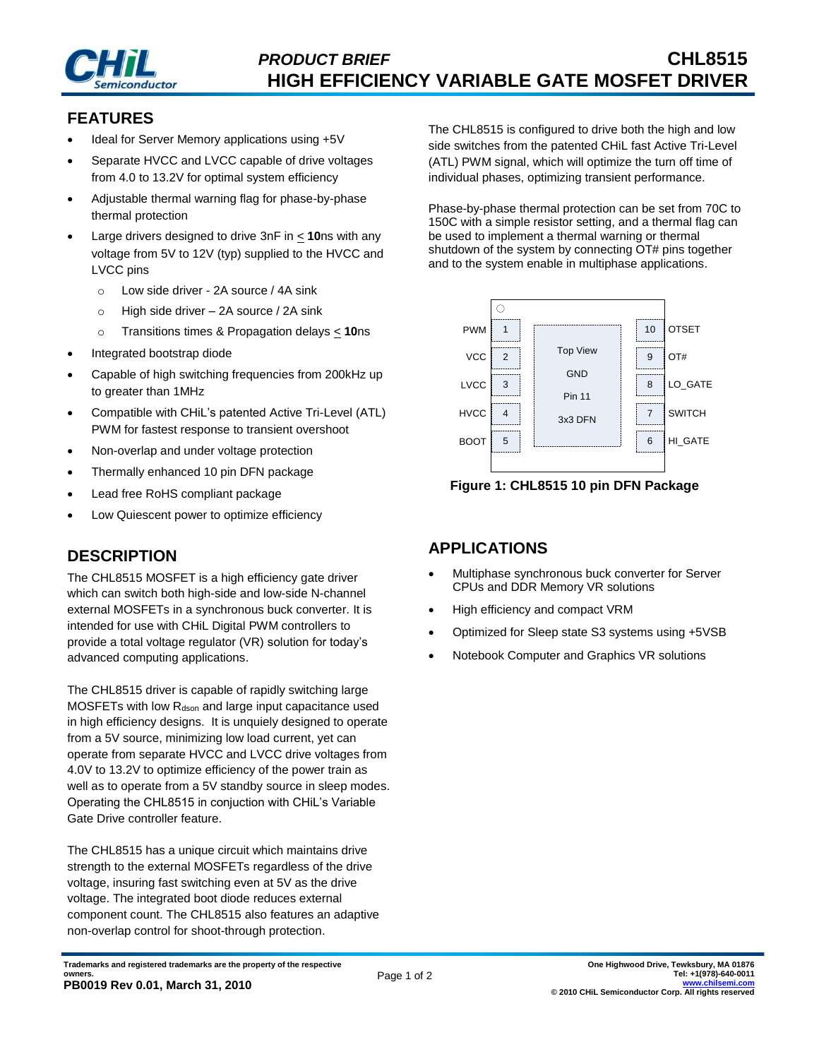# CHL8515

## HIGH EFFICIENCY VARIABLE GATE MOSFET DRIVER

*PRODUCT BRIEF*

## FEATURES

- Ideal for Server Memory applications using +5V
- Separate HVCC and LVCC capable of drive voltages from 4.0 to 13.2V for optimal system efficiency
- Adjustable thermal warning flag for phase-by-phase thermal protection
- Large drivers designed to drive 3nF in ≤ **10**ns with any voltage from 5V to 12V (typ) supplied to the HVCC and LVCC pins
  - Low side driver - 2A source / 4A sink
  - High side driver – 2A source / 2A sink
  - Transitions times & Propagation delays ≤ **10**ns
- Integrated bootstrap diode
- Capable of high switching frequencies from 200kHz up to greater than 1MHz
- Compatible with CHiL's patented Active Tri-Level (ATL) PWM for fastest response to transient overshoot
- Non-overlap and under voltage protection
- Thermally enhanced 10 pin DFN package
- Lead free RoHS compliant package
- Low Quiescent power to optimize efficiency

## DESCRIPTION

The CHL8515 MOSFET is a high efficiency gate driver which can switch both high-side and low-side N-channel external MOSFETs in a synchronous buck converter. It is intended for use with CHiL Digital PWM controllers to provide a total voltage regulator (VR) solution for today's advanced computing applications.

The CHL8515 driver is capable of rapidly switching large MOSFETs with low $R_{dson}$ and large input capacitance used in high efficiency designs. It is unquiely designed to operate from a 5V source, minimizing low load current, yet can operate from separate HVCC and LVCC drive voltages from 4.0V to 13.2V to optimize efficiency of the power train as well as to operate from a 5V standby source in sleep modes. Operating the CHL8515 in conjuction with CHiL's Variable Gate Drive controller feature.

The CHL8515 has a unique circuit which maintains drive strength to the external MOSFETs regardless of the drive voltage, insuring fast switching even at 5V as the drive voltage. The integrated boot diode reduces external component count. The CHL8515 also features an adaptive non-overlap control for shoot-through protection.

The CHL8515 is configured to drive both the high and low side switches from the patented CHiL fast Active Tri-Level (ATL) PWM signal, which will optimize the turn off time of individual phases, optimizing transient performance.

Phase-by-phase thermal protection can be set from 70C to 150C with a simple resistor setting, and a thermal flag can be used to implement a thermal warning or thermal shutdown of the system by connecting OT# pins together and to the system enable in multiphase applications.

PWM 1
VCC 2
LVCC 3
HVCC 4
BOOT 5
Top View
GND
Pin 11
3x3 DFN
10 OTSET
9 OT#
8 LO_GATE
7 SWITCH
6 HI_GATE

**Figure 1: CHL8515 10 pin DFN Package**

## APPLICATIONS

- Multiphase synchronous buck converter for Server CPUs and DDR Memory VR solutions
- High efficiency and compact VRM
- Optimized for Sleep state S3 systems using +5VSB
- Notebook Computer and Graphics VR solutions

Trademarks and registered trademarks are the property of the respective owners.
**PB0019 Rev 0.01, March 31, 2010**

**One Highwood Drive, Tewksbury, MA 01876**
**Tel: +1(978)-640-0011**
**www.chilsemi.com**
**© 2010 CHiL Semiconductor Corp. All rights reserved**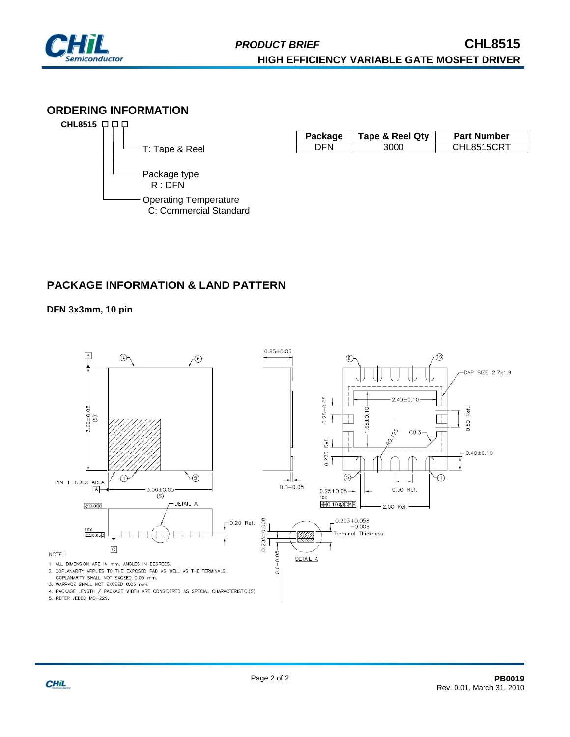## ORDERING INFORMATION

CHL8515 □ □ □

- T: Tape & Reel
- Package type
  R : DFN
- Operating Temperature
  C: Commercial Standard

| Package | Tape & Reel Qty | Part Number |
| --- | --- | --- |
| DFN | 3000 | CHL8515CRT |

## PACKAGE INFORMATION & LAND PATTERN

**DFN 3x3mm, 10 pin**

B
10
6
3.00±0.05 (S)
PIN 1 INDEX AREA
A
1
5
3.00±0.05 (S)
0.85±0.05
0.0~0.05
6
10
DAP SIZE 2.7x1.9
2.40±0.10
0.25±0.05
1.65±0.10
R0.125
C0.3
0.50 Ref.
0.275 Ref.
0.40±0.10
5
1
0.25±0.05
10X
⊕ 0.10 Ⓜ C A B
0.50 Ref.
2.00 Ref.
// 0.05 C
DETAIL A
10X
0.05 C
C
0.20 Ref.
0.203±0.008
0.0~0.05
0.203+0.058 −0.008
Terminal Thickness
DETAIL A

NOTE :

1. ALL DIMENSION ARE IN mm. ANGLES IN DEGREES.
2. COPLANARITY APPLIES TO THE EXPOSED PAD AS WELL AS THE TERMINALS. COPLANARITY SHALL NOT EXCEED 0.05 mm.
3. WARPAGE SHALL NOT EXCEED 0.05 mm.
4. PACKAGE LENGTH / PACKAGE WIDTH ARE CONSIDERED AS SPECIAL CHARACTERISTIC.(S)
5. REFER JEDEC MO-229.